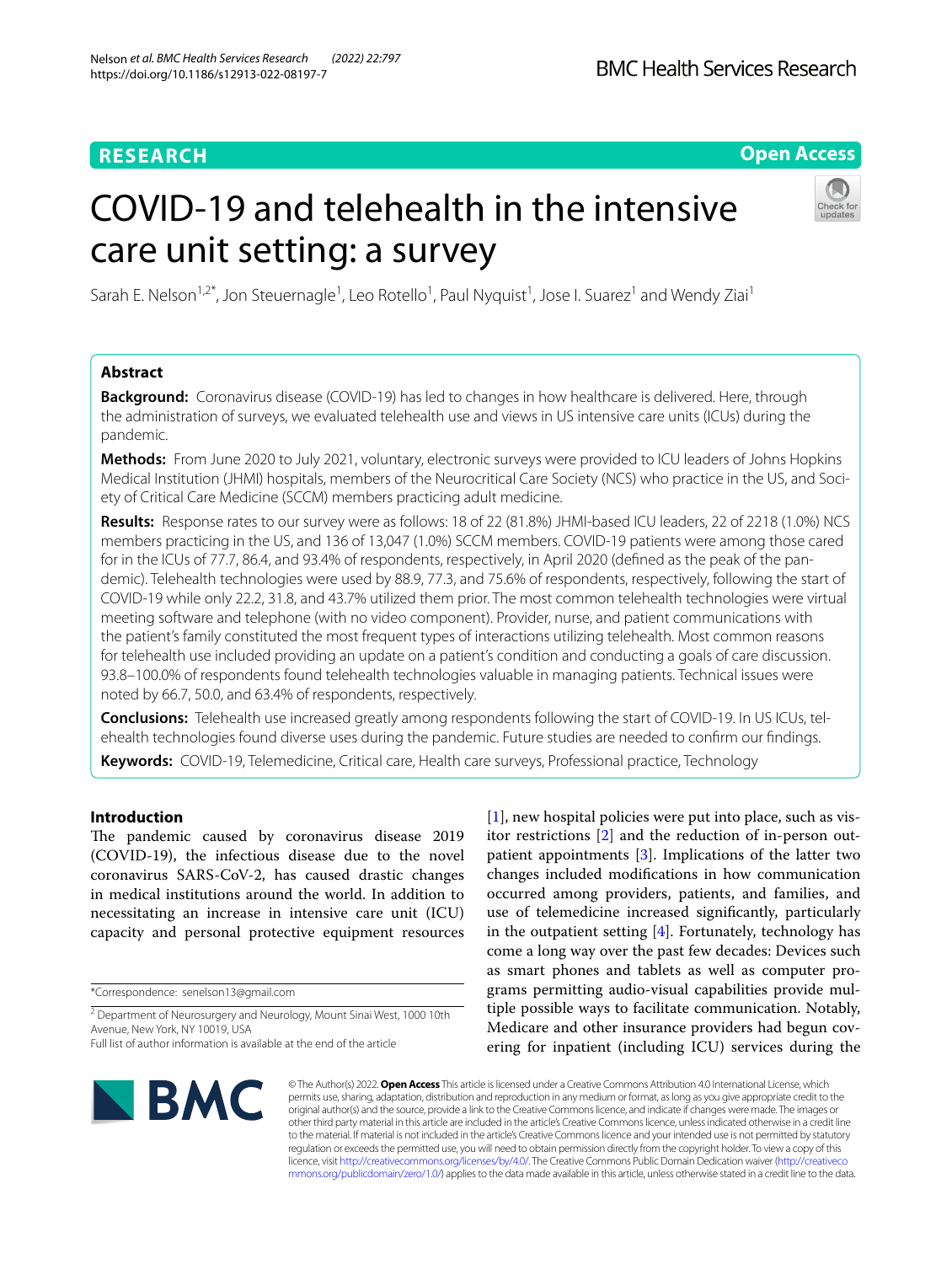**RESEARCH** | **Open Access**

# COVID-19 and telehealth in the intensive care unit setting: a survey

Sarah E. Nelson[1,2*], Jon Steuernagle[1], Leo Rotello[1], Paul Nyquist[1], Jose I. Suarez[1] and Wendy Ziai[1]

## Abstract

**Background:** Coronavirus disease (COVID-19) has led to changes in how healthcare is delivered. Here, through the administration of surveys, we evaluated telehealth use and views in US intensive care units (ICUs) during the pandemic.

**Methods:** From June 2020 to July 2021, voluntary, electronic surveys were provided to ICU leaders of Johns Hopkins Medical Institution (JHMI) hospitals, members of the Neurocritical Care Society (NCS) who practice in the US, and Society of Critical Care Medicine (SCCM) members practicing adult medicine.

**Results:** Response rates to our survey were as follows: 18 of 22 (81.8%) JHMI-based ICU leaders, 22 of 2218 (1.0%) NCS members practicing in the US, and 136 of 13,047 (1.0%) SCCM members. COVID-19 patients were among those cared for in the ICUs of 77.7, 86.4, and 93.4% of respondents, respectively, in April 2020 (defined as the peak of the pandemic). Telehealth technologies were used by 88.9, 77.3, and 75.6% of respondents, respectively, following the start of COVID-19 while only 22.2, 31.8, and 43.7% utilized them prior. The most common telehealth technologies were virtual meeting software and telephone (with no video component). Provider, nurse, and patient communications with the patient's family constituted the most frequent types of interactions utilizing telehealth. Most common reasons for telehealth use included providing an update on a patient's condition and conducting a goals of care discussion. 93.8–100.0% of respondents found telehealth technologies valuable in managing patients. Technical issues were noted by 66.7, 50.0, and 63.4% of respondents, respectively.

**Conclusions:** Telehealth use increased greatly among respondents following the start of COVID-19. In US ICUs, telehealth technologies found diverse uses during the pandemic. Future studies are needed to confirm our findings.

**Keywords:** COVID-19, Telemedicine, Critical care, Health care surveys, Professional practice, Technology

## Introduction

The pandemic caused by coronavirus disease 2019 (COVID-19), the infectious disease due to the novel coronavirus SARS-CoV-2, has caused drastic changes in medical institutions around the world. In addition to necessitating an increase in intensive care unit (ICU) capacity and personal protective equipment resources [1], new hospital policies were put into place, such as visitor restrictions [2] and the reduction of in-person outpatient appointments [3]. Implications of the latter two changes included modifications in how communication occurred among providers, patients, and families, and use of telemedicine increased significantly, particularly in the outpatient setting [4]. Fortunately, technology has come a long way over the past few decades: Devices such as smart phones and tablets as well as computer programs permitting audio-visual capabilities provide multiple possible ways to facilitate communication. Notably, Medicare and other insurance providers had begun covering for inpatient (including ICU) services during the

*Correspondence: senelson13@gmail.com

[2] Department of Neurosurgery and Neurology, Mount Sinai West, 1000 10th Avenue, New York, NY 10019, USA

Full list of author information is available at the end of the article

© The Author(s) 2022. **Open Access** This article is licensed under a Creative Commons Attribution 4.0 International License, which permits use, sharing, adaptation, distribution and reproduction in any medium or format, as long as you give appropriate credit to the original author(s) and the source, provide a link to the Creative Commons licence, and indicate if changes were made. The images or other third party material in this article are included in the article's Creative Commons licence, unless indicated otherwise in a credit line to the material. If material is not included in the article's Creative Commons licence and your intended use is not permitted by statutory regulation or exceeds the permitted use, you will need to obtain permission directly from the copyright holder. To view a copy of this licence, visit http://creativecommons.org/licenses/by/4.0/. The Creative Commons Public Domain Dedication waiver (http://creativecommons.org/publicdomain/zero/1.0/) applies to the data made available in this article, unless otherwise stated in a credit line to the data.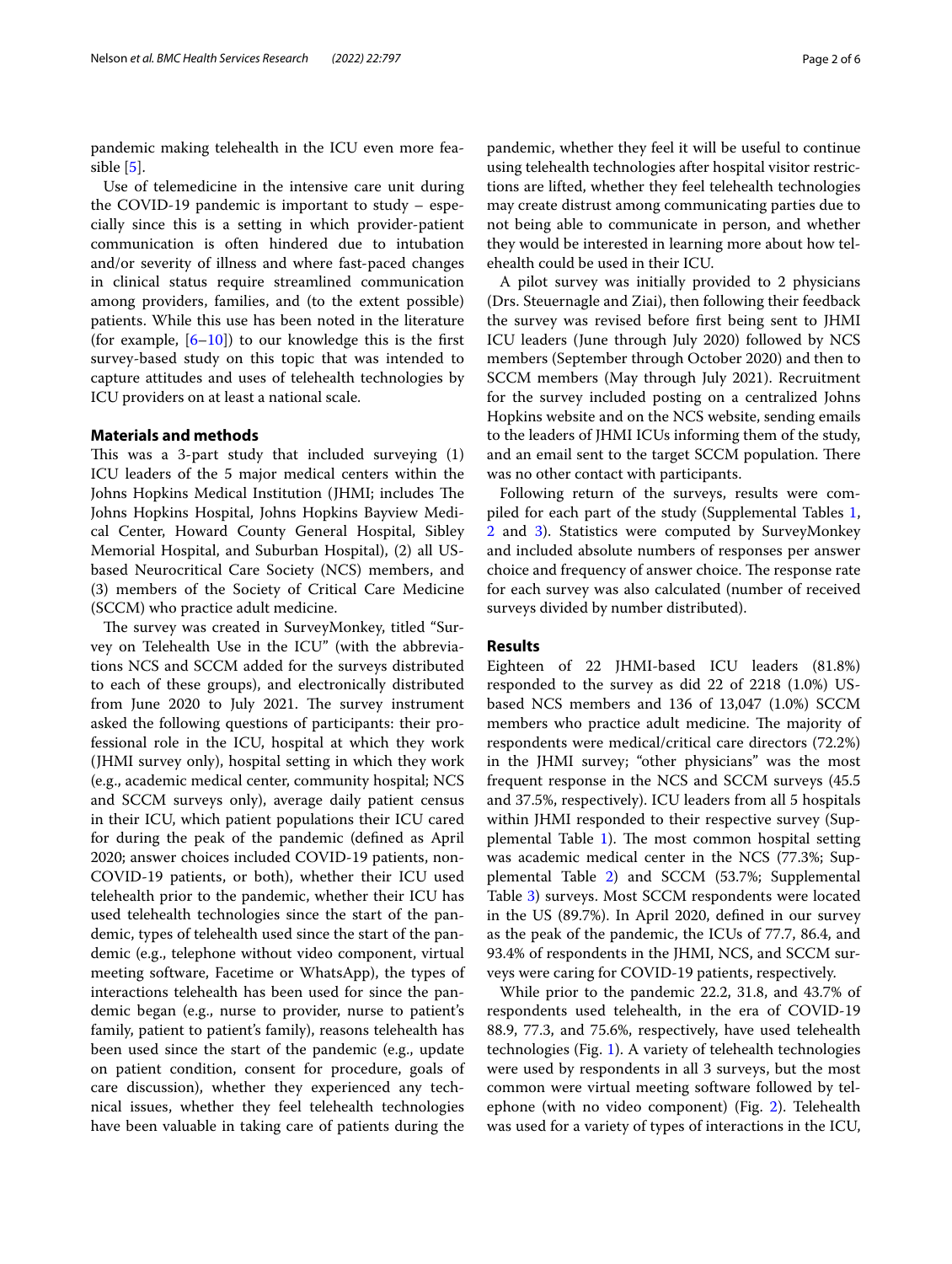pandemic making telehealth in the ICU even more feasible [5].

Use of telemedicine in the intensive care unit during the COVID-19 pandemic is important to study – especially since this is a setting in which provider-patient communication is often hindered due to intubation and/or severity of illness and where fast-paced changes in clinical status require streamlined communication among providers, families, and (to the extent possible) patients. While this use has been noted in the literature (for example, [6–10]) to our knowledge this is the first survey-based study on this topic that was intended to capture attitudes and uses of telehealth technologies by ICU providers on at least a national scale.

## Materials and methods

This was a 3-part study that included surveying (1) ICU leaders of the 5 major medical centers within the Johns Hopkins Medical Institution (JHMI; includes The Johns Hopkins Hospital, Johns Hopkins Bayview Medical Center, Howard County General Hospital, Sibley Memorial Hospital, and Suburban Hospital), (2) all US-based Neurocritical Care Society (NCS) members, and (3) members of the Society of Critical Care Medicine (SCCM) who practice adult medicine.

The survey was created in SurveyMonkey, titled "Survey on Telehealth Use in the ICU" (with the abbreviations NCS and SCCM added for the surveys distributed to each of these groups), and electronically distributed from June 2020 to July 2021. The survey instrument asked the following questions of participants: their professional role in the ICU, hospital at which they work (JHMI survey only), hospital setting in which they work (e.g., academic medical center, community hospital; NCS and SCCM surveys only), average daily patient census in their ICU, which patient populations their ICU cared for during the peak of the pandemic (defined as April 2020; answer choices included COVID-19 patients, non-COVID-19 patients, or both), whether their ICU used telehealth prior to the pandemic, whether their ICU has used telehealth technologies since the start of the pandemic, types of telehealth used since the start of the pandemic (e.g., telephone without video component, virtual meeting software, Facetime or WhatsApp), the types of interactions telehealth has been used for since the pandemic began (e.g., nurse to provider, nurse to patient's family, patient to patient's family), reasons telehealth has been used since the start of the pandemic (e.g., update on patient condition, consent for procedure, goals of care discussion), whether they experienced any technical issues, whether they feel telehealth technologies have been valuable in taking care of patients during the pandemic, whether they feel it will be useful to continue using telehealth technologies after hospital visitor restrictions are lifted, whether they feel telehealth technologies may create distrust among communicating parties due to not being able to communicate in person, and whether they would be interested in learning more about how telehealth could be used in their ICU.

A pilot survey was initially provided to 2 physicians (Drs. Steuernagle and Ziai), then following their feedback the survey was revised before first being sent to JHMI ICU leaders (June through July 2020) followed by NCS members (September through October 2020) and then to SCCM members (May through July 2021). Recruitment for the survey included posting on a centralized Johns Hopkins website and on the NCS website, sending emails to the leaders of JHMI ICUs informing them of the study, and an email sent to the target SCCM population. There was no other contact with participants.

Following return of the surveys, results were compiled for each part of the study (Supplemental Tables 1, 2 and 3). Statistics were computed by SurveyMonkey and included absolute numbers of responses per answer choice and frequency of answer choice. The response rate for each survey was also calculated (number of received surveys divided by number distributed).

## Results

Eighteen of 22 JHMI-based ICU leaders (81.8%) responded to the survey as did 22 of 2218 (1.0%) US-based NCS members and 136 of 13,047 (1.0%) SCCM members who practice adult medicine. The majority of respondents were medical/critical care directors (72.2%) in the JHMI survey; "other physicians" was the most frequent response in the NCS and SCCM surveys (45.5 and 37.5%, respectively). ICU leaders from all 5 hospitals within JHMI responded to their respective survey (Supplemental Table 1). The most common hospital setting was academic medical center in the NCS (77.3%; Supplemental Table 2) and SCCM (53.7%; Supplemental Table 3) surveys. Most SCCM respondents were located in the US (89.7%). In April 2020, defined in our survey as the peak of the pandemic, the ICUs of 77.7, 86.4, and 93.4% of respondents in the JHMI, NCS, and SCCM surveys were caring for COVID-19 patients, respectively.

While prior to the pandemic 22.2, 31.8, and 43.7% of respondents used telehealth, in the era of COVID-19 88.9, 77.3, and 75.6%, respectively, have used telehealth technologies (Fig. 1). A variety of telehealth technologies were used by respondents in all 3 surveys, but the most common were virtual meeting software followed by telephone (with no video component) (Fig. 2). Telehealth was used for a variety of types of interactions in the ICU,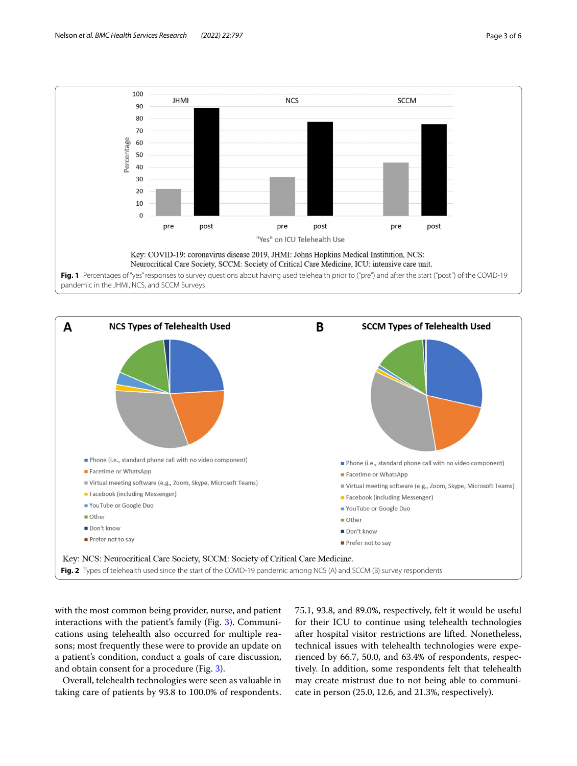Key: COVID-19: coronavirus disease 2019, JHMI: Johns Hopkins Medical Institution, NCS: Neurocritical Care Society, SCCM: Society of Critical Care Medicine, ICU: intensive care unit.

**Fig. 1** Percentages of "yes" responses to survey questions about having used telehealth prior to ("pre") and after the start ("post") of the COVID-19 pandemic in the JHMI, NCS, and SCCM Surveys

Key: NCS: Neurocritical Care Society, SCCM: Society of Critical Care Medicine.

**Fig. 2** Types of telehealth used since the start of the COVID-19 pandemic among NCS (A) and SCCM (B) survey respondents

with the most common being provider, nurse, and patient interactions with the patient's family (Fig. 3). Communications using telehealth also occurred for multiple reasons; most frequently these were to provide an update on a patient's condition, conduct a goals of care discussion, and obtain consent for a procedure (Fig. 3).

Overall, telehealth technologies were seen as valuable in taking care of patients by 93.8 to 100.0% of respondents. 75.1, 93.8, and 89.0%, respectively, felt it would be useful for their ICU to continue using telehealth technologies after hospital visitor restrictions are lifted. Nonetheless, technical issues with telehealth technologies were experienced by 66.7, 50.0, and 63.4% of respondents, respectively. In addition, some respondents felt that telehealth may create mistrust due to not being able to communicate in person (25.0, 12.6, and 21.3%, respectively).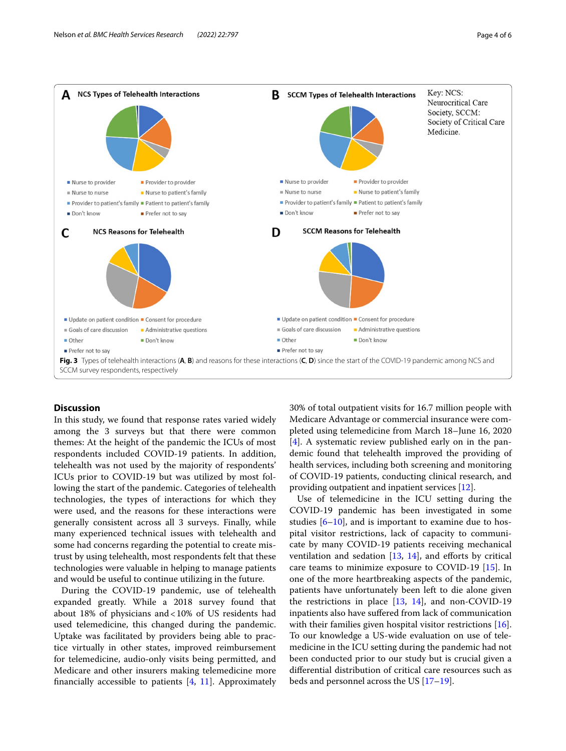**Fig. 3** Types of telehealth interactions (**A**, **B**) and reasons for these interactions (**C**, **D**) since the start of the COVID-19 pandemic among NCS and SCCM survey respondents, respectively

## Discussion

In this study, we found that response rates varied widely among the 3 surveys but that there were common themes: At the height of the pandemic the ICUs of most respondents included COVID-19 patients. In addition, telehealth was not used by the majority of respondents' ICUs prior to COVID-19 but was utilized by most following the start of the pandemic. Categories of telehealth technologies, the types of interactions for which they were used, and the reasons for these interactions were generally consistent across all 3 surveys. Finally, while many experienced technical issues with telehealth and some had concerns regarding the potential to create mistrust by using telehealth, most respondents felt that these technologies were valuable in helping to manage patients and would be useful to continue utilizing in the future.

During the COVID-19 pandemic, use of telehealth expanded greatly. While a 2018 survey found that about 18% of physicians and < 10% of US residents had used telemedicine, this changed during the pandemic. Uptake was facilitated by providers being able to practice virtually in other states, improved reimbursement for telemedicine, audio-only visits being permitted, and Medicare and other insurers making telemedicine more financially accessible to patients [4, 11]. Approximately 30% of total outpatient visits for 16.7 million people with Medicare Advantage or commercial insurance were completed using telemedicine from March 18–June 16, 2020 [4]. A systematic review published early on in the pandemic found that telehealth improved the providing of health services, including both screening and monitoring of COVID-19 patients, conducting clinical research, and providing outpatient and inpatient services [12].

Use of telemedicine in the ICU setting during the COVID-19 pandemic has been investigated in some studies [6–10], and is important to examine due to hospital visitor restrictions, lack of capacity to communicate by many COVID-19 patients receiving mechanical ventilation and sedation [13, 14], and efforts by critical care teams to minimize exposure to COVID-19 [15]. In one of the more heartbreaking aspects of the pandemic, patients have unfortunately been left to die alone given the restrictions in place [13, 14], and non-COVID-19 inpatients also have suffered from lack of communication with their families given hospital visitor restrictions [16]. To our knowledge a US-wide evaluation on use of telemedicine in the ICU setting during the pandemic had not been conducted prior to our study but is crucial given a differential distribution of critical care resources such as beds and personnel across the US [17–19].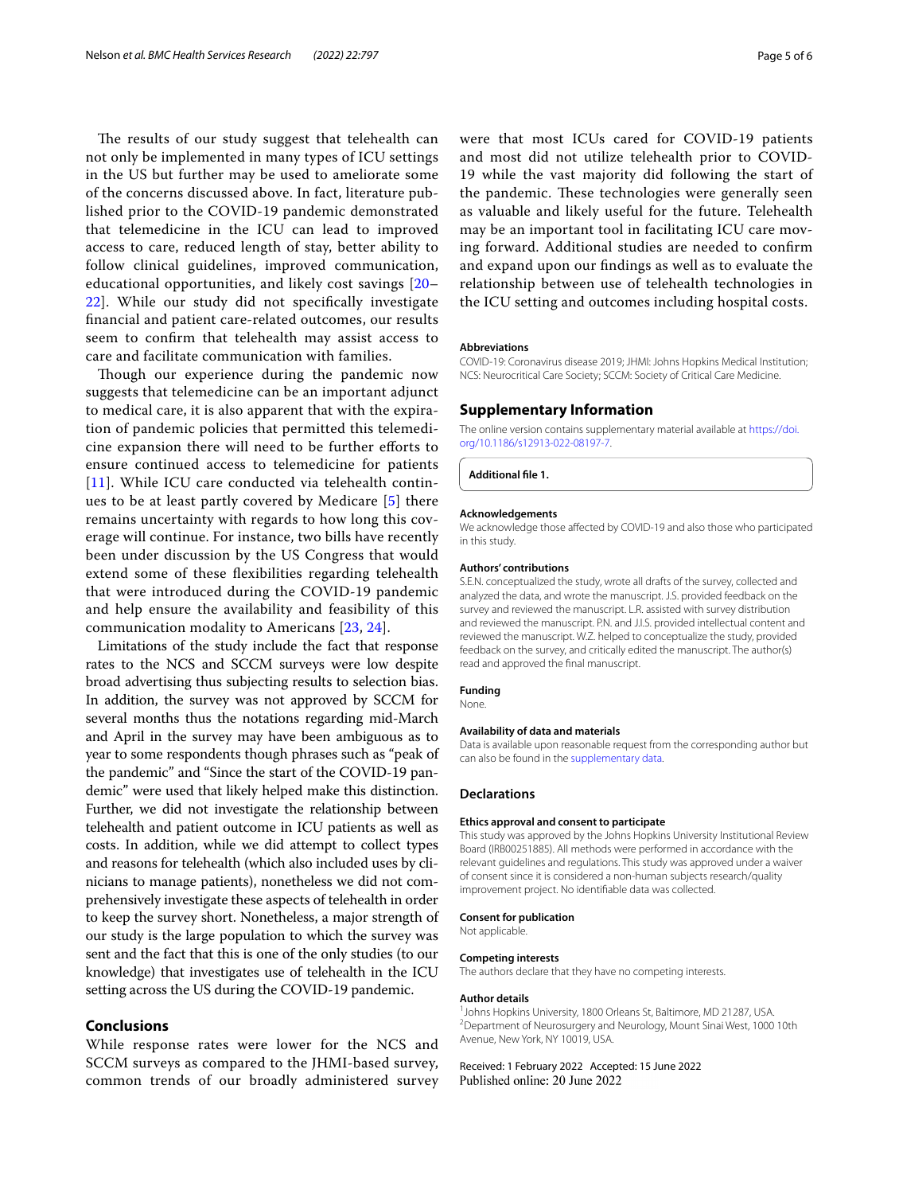The results of our study suggest that telehealth can not only be implemented in many types of ICU settings in the US but further may be used to ameliorate some of the concerns discussed above. In fact, literature published prior to the COVID-19 pandemic demonstrated that telemedicine in the ICU can lead to improved access to care, reduced length of stay, better ability to follow clinical guidelines, improved communication, educational opportunities, and likely cost savings [20–22]. While our study did not specifically investigate financial and patient care-related outcomes, our results seem to confirm that telehealth may assist access to care and facilitate communication with families.

Though our experience during the pandemic now suggests that telemedicine can be an important adjunct to medical care, it is also apparent that with the expiration of pandemic policies that permitted this telemedicine expansion there will need to be further efforts to ensure continued access to telemedicine for patients [11]. While ICU care conducted via telehealth continues to be at least partly covered by Medicare [5] there remains uncertainty with regards to how long this coverage will continue. For instance, two bills have recently been under discussion by the US Congress that would extend some of these flexibilities regarding telehealth that were introduced during the COVID-19 pandemic and help ensure the availability and feasibility of this communication modality to Americans [23, 24].

Limitations of the study include the fact that response rates to the NCS and SCCM surveys were low despite broad advertising thus subjecting results to selection bias. In addition, the survey was not approved by SCCM for several months thus the notations regarding mid-March and April in the survey may have been ambiguous as to year to some respondents though phrases such as "peak of the pandemic" and "Since the start of the COVID-19 pandemic" were used that likely helped make this distinction. Further, we did not investigate the relationship between telehealth and patient outcome in ICU patients as well as costs. In addition, while we did attempt to collect types and reasons for telehealth (which also included uses by clinicians to manage patients), nonetheless we did not comprehensively investigate these aspects of telehealth in order to keep the survey short. Nonetheless, a major strength of our study is the large population to which the survey was sent and the fact that this is one of the only studies (to our knowledge) that investigates use of telehealth in the ICU setting across the US during the COVID-19 pandemic.

## Conclusions

While response rates were lower for the NCS and SCCM surveys as compared to the JHMI-based survey, common trends of our broadly administered survey were that most ICUs cared for COVID-19 patients and most did not utilize telehealth prior to COVID-19 while the vast majority did following the start of the pandemic. These technologies were generally seen as valuable and likely useful for the future. Telehealth may be an important tool in facilitating ICU care moving forward. Additional studies are needed to confirm and expand upon our findings as well as to evaluate the relationship between use of telehealth technologies in the ICU setting and outcomes including hospital costs.

#### Abbreviations

COVID-19: Coronavirus disease 2019; JHMI: Johns Hopkins Medical Institution; NCS: Neurocritical Care Society; SCCM: Society of Critical Care Medicine.

### Supplementary Information

The online version contains supplementary material available at https://doi.org/10.1186/s12913-022-08197-7.

**Additional file 1.**

#### Acknowledgements

We acknowledge those affected by COVID-19 and also those who participated in this study.

#### Authors' contributions

S.E.N. conceptualized the study, wrote all drafts of the survey, collected and analyzed the data, and wrote the manuscript. J.S. provided feedback on the survey and reviewed the manuscript. L.R. assisted with survey distribution and reviewed the manuscript. P.N. and J.I.S. provided intellectual content and reviewed the manuscript. W.Z. helped to conceptualize the study, provided feedback on the survey, and critically edited the manuscript. The author(s) read and approved the final manuscript.

#### Funding

None.

#### Availability of data and materials

Data is available upon reasonable request from the corresponding author but can also be found in the supplementary data.

### Declarations

#### Ethics approval and consent to participate

This study was approved by the Johns Hopkins University Institutional Review Board (IRB00251885). All methods were performed in accordance with the relevant guidelines and regulations. This study was approved under a waiver of consent since it is considered a non-human subjects research/quality improvement project. No identifiable data was collected.

#### Consent for publication

Not applicable.

#### Competing interests

The authors declare that they have no competing interests.

#### Author details

[1] Johns Hopkins University, 1800 Orleans St, Baltimore, MD 21287, USA. [2] Department of Neurosurgery and Neurology, Mount Sinai West, 1000 10th Avenue, New York, NY 10019, USA.

Received: 1 February 2022 Accepted: 15 June 2022
Published online: 20 June 2022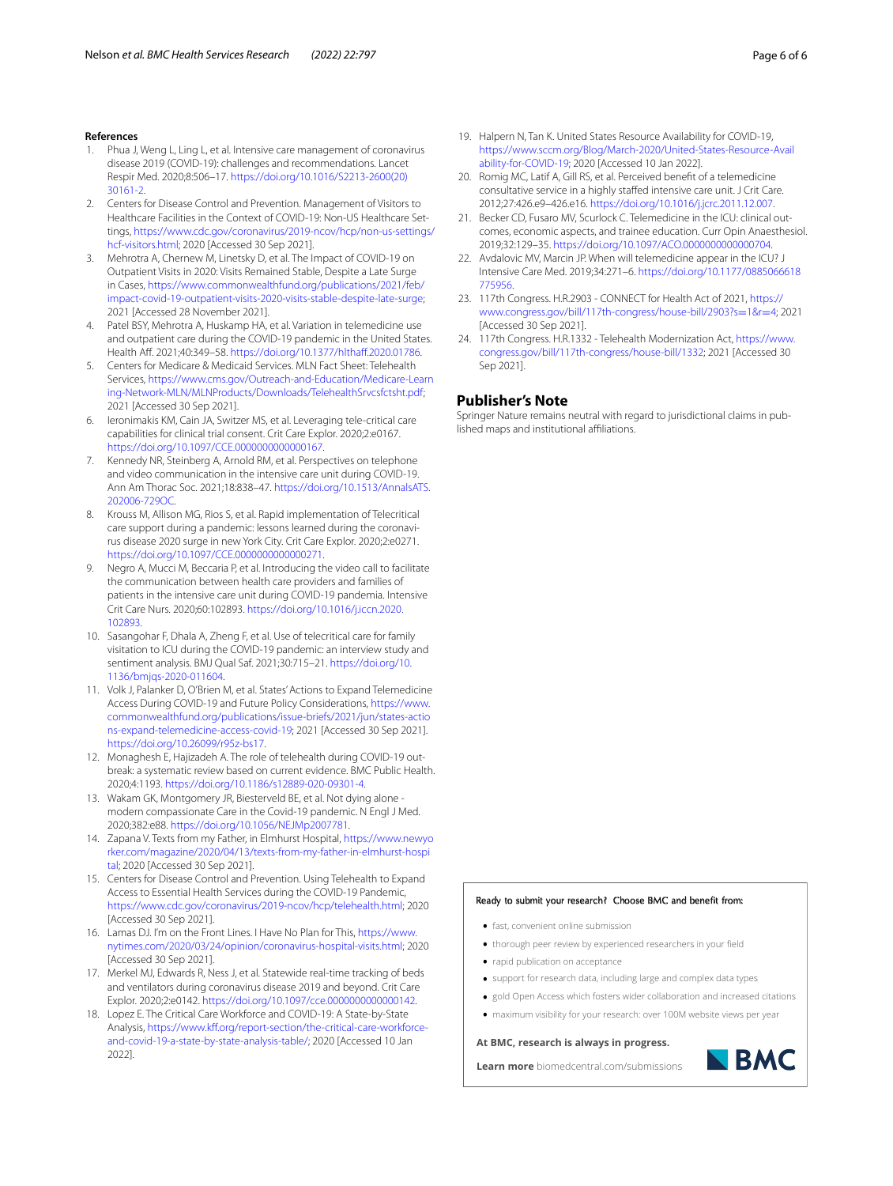## References

1. Phua J, Weng L, Ling L, et al. Intensive care management of coronavirus disease 2019 (COVID-19): challenges and recommendations. Lancet Respir Med. 2020;8:506–17. https://doi.org/10.1016/S2213-2600(20)30161-2.
2. Centers for Disease Control and Prevention. Management of Visitors to Healthcare Facilities in the Context of COVID-19: Non-US Healthcare Settings, https://www.cdc.gov/coronavirus/2019-ncov/hcp/non-us-settings/hcf-visitors.html; 2020 [Accessed 30 Sep 2021].
3. Mehrotra A, Chernew M, Linetsky D, et al. The Impact of COVID-19 on Outpatient Visits in 2020: Visits Remained Stable, Despite a Late Surge in Cases, https://www.commonwealthfund.org/publications/2021/feb/impact-covid-19-outpatient-visits-2020-visits-stable-despite-late-surge; 2021 [Accessed 28 November 2021].
4. Patel BSY, Mehrotra A, Huskamp HA, et al. Variation in telemedicine use and outpatient care during the COVID-19 pandemic in the United States. Health Aff. 2021;40:349–58. https://doi.org/10.1377/hlthaff.2020.01786.
5. Centers for Medicare & Medicaid Services. MLN Fact Sheet: Telehealth Services, https://www.cms.gov/Outreach-and-Education/Medicare-Learning-Network-MLN/MLNProducts/Downloads/TelehealthSrvcsfctsht.pdf; 2021 [Accessed 30 Sep 2021].
6. Ieronimakis KM, Cain JA, Switzer MS, et al. Leveraging tele-critical care capabilities for clinical trial consent. Crit Care Explor. 2020;2:e0167. https://doi.org/10.1097/CCE.0000000000000167.
7. Kennedy NR, Steinberg A, Arnold RM, et al. Perspectives on telephone and video communication in the intensive care unit during COVID-19. Ann Am Thorac Soc. 2021;18:838–47. https://doi.org/10.1513/AnnalsATS.202006-729OC.
8. Krouss M, Allison MG, Rios S, et al. Rapid implementation of Telecritical care support during a pandemic: lessons learned during the coronavirus disease 2020 surge in new York City. Crit Care Explor. 2020;2:e0271. https://doi.org/10.1097/CCE.0000000000000271.
9. Negro A, Mucci M, Beccaria P, et al. Introducing the video call to facilitate the communication between health care providers and families of patients in the intensive care unit during COVID-19 pandemia. Intensive Crit Care Nurs. 2020;60:102893. https://doi.org/10.1016/j.iccn.2020.102893.
10. Sasangohar F, Dhala A, Zheng F, et al. Use of telecritical care for family visitation to ICU during the COVID-19 pandemic: an interview study and sentiment analysis. BMJ Qual Saf. 2021;30:715–21. https://doi.org/10.1136/bmjqs-2020-011604.
11. Volk J, Palanker D, O'Brien M, et al. States' Actions to Expand Telemedicine Access During COVID-19 and Future Policy Considerations, https://www.commonwealthfund.org/publications/issue-briefs/2021/jun/states-actions-expand-telemedicine-access-covid-19; 2021 [Accessed 30 Sep 2021]. https://doi.org/10.26099/r95z-bs17.
12. Monaghesh E, Hajizadeh A. The role of telehealth during COVID-19 outbreak: a systematic review based on current evidence. BMC Public Health. 2020;4:1193. https://doi.org/10.1186/s12889-020-09301-4.
13. Wakam GK, Montgomery JR, Biesterveld BE, et al. Not dying alone - modern compassionate Care in the Covid-19 pandemic. N Engl J Med. 2020;382:e88. https://doi.org/10.1056/NEJMp2007781.
14. Zapana V. Texts from my Father, in Elmhurst Hospital, https://www.newyorker.com/magazine/2020/04/13/texts-from-my-father-in-elmhurst-hospital; 2020 [Accessed 30 Sep 2021].
15. Centers for Disease Control and Prevention. Using Telehealth to Expand Access to Essential Health Services during the COVID-19 Pandemic, https://www.cdc.gov/coronavirus/2019-ncov/hcp/telehealth.html; 2020 [Accessed 30 Sep 2021].
16. Lamas DJ. I'm on the Front Lines. I Have No Plan for This, https://www.nytimes.com/2020/03/24/opinion/coronavirus-hospital-visits.html; 2020 [Accessed 30 Sep 2021].
17. Merkel MJ, Edwards R, Ness J, et al. Statewide real-time tracking of beds and ventilators during coronavirus disease 2019 and beyond. Crit Care Explor. 2020;2:e0142. https://doi.org/10.1097/cce.0000000000000142.
18. Lopez E. The Critical Care Workforce and COVID-19: A State-by-State Analysis, https://www.kff.org/report-section/the-critical-care-workforce-and-covid-19-a-state-by-state-analysis-table/; 2020 [Accessed 10 Jan 2022].
19. Halpern N, Tan K. United States Resource Availability for COVID-19, https://www.sccm.org/Blog/March-2020/United-States-Resource-Availability-for-COVID-19; 2020 [Accessed 10 Jan 2022].
20. Romig MC, Latif A, Gill RS, et al. Perceived benefit of a telemedicine consultative service in a highly staffed intensive care unit. J Crit Care. 2012;27:426.e9–426.e16. https://doi.org/10.1016/j.jcrc.2011.12.007.
21. Becker CD, Fusaro MV, Scurlock C. Telemedicine in the ICU: clinical outcomes, economic aspects, and trainee education. Curr Opin Anaesthesiol. 2019;32:129–35. https://doi.org/10.1097/ACO.0000000000000704.
22. Avdalovic MV, Marcin JP. When will telemedicine appear in the ICU? J Intensive Care Med. 2019;34:271–6. https://doi.org/10.1177/0885066618775956.
23. 117th Congress. H.R.2903 - CONNECT for Health Act of 2021, https://www.congress.gov/bill/117th-congress/house-bill/2903?s=1&r=4; 2021 [Accessed 30 Sep 2021].
24. 117th Congress. H.R.1332 - Telehealth Modernization Act, https://www.congress.gov/bill/117th-congress/house-bill/1332; 2021 [Accessed 30 Sep 2021].

## Publisher's Note

Springer Nature remains neutral with regard to jurisdictional claims in published maps and institutional affiliations.

Ready to submit your research? Choose BMC and benefit from:

- fast, convenient online submission
- thorough peer review by experienced researchers in your field
- rapid publication on acceptance
- support for research data, including large and complex data types
- gold Open Access which fosters wider collaboration and increased citations
- maximum visibility for your research: over 100M website views per year

**At BMC, research is always in progress.**

**Learn more** biomedcentral.com/submissions

BMC